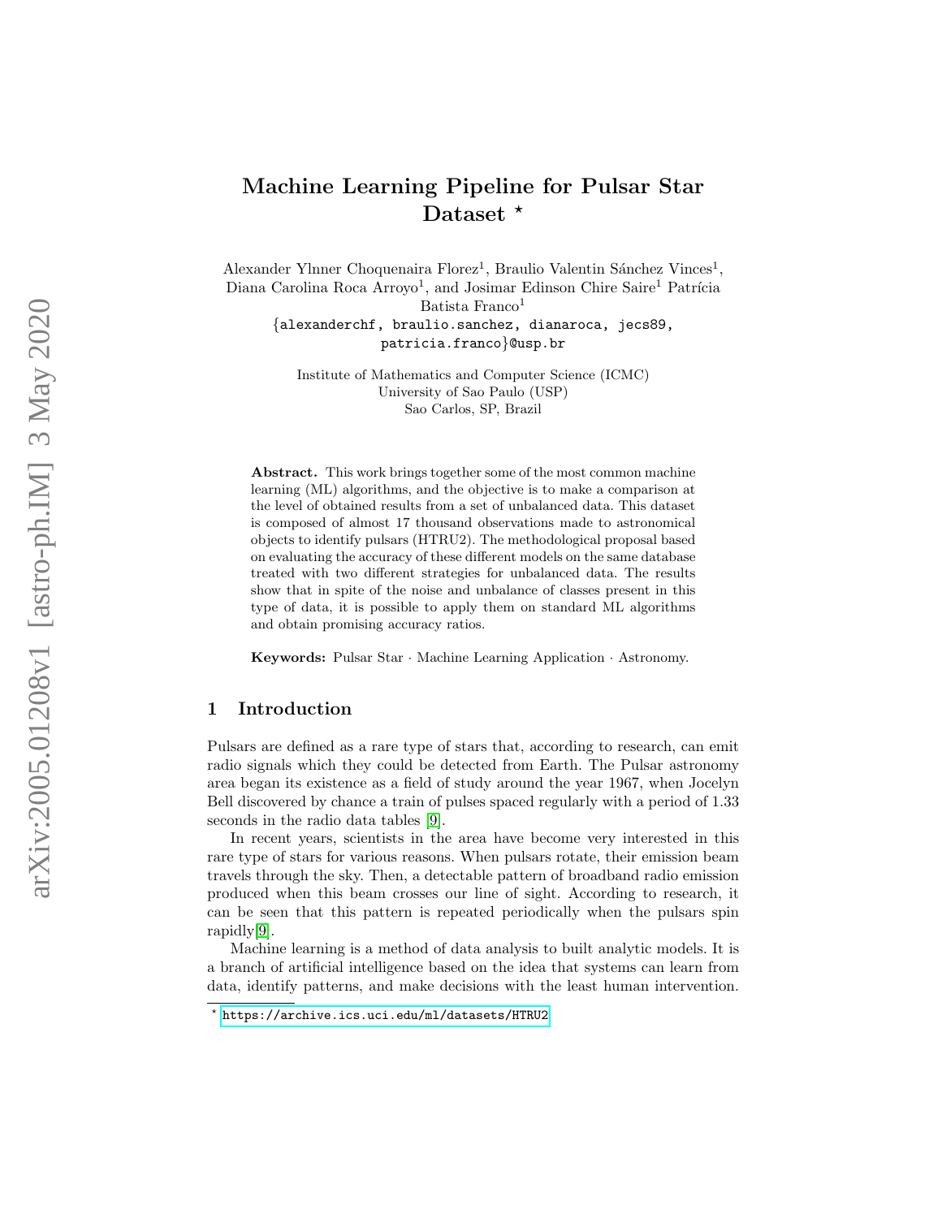# Machine Learning Pipeline for Pulsar Star Dataset *

Alexander Ylnner Choquenaira Florez[1], Braulio Valentin Sánchez Vinces[1], Diana Carolina Roca Arroyo[1], and Josimar Edinson Chire Saire[1] Patrícia Batista Franco[1]

{alexanderchf, braulio.sanchez, dianaroca, jecs89, patricia.franco}@usp.br

Institute of Mathematics and Computer Science (ICMC)
University of Sao Paulo (USP)
Sao Carlos, SP, Brazil

**Abstract.** This work brings together some of the most common machine learning (ML) algorithms, and the objective is to make a comparison at the level of obtained results from a set of unbalanced data. This dataset is composed of almost 17 thousand observations made to astronomical objects to identify pulsars (HTRU2). The methodological proposal based on evaluating the accuracy of these different models on the same database treated with two different strategies for unbalanced data. The results show that in spite of the noise and unbalance of classes present in this type of data, it is possible to apply them on standard ML algorithms and obtain promising accuracy ratios.

**Keywords:** Pulsar Star · Machine Learning Application · Astronomy.

## 1 Introduction

Pulsars are defined as a rare type of stars that, according to research, can emit radio signals which they could be detected from Earth. The Pulsar astronomy area began its existence as a field of study around the year 1967, when Jocelyn Bell discovered by chance a train of pulses spaced regularly with a period of 1.33 seconds in the radio data tables [9].

In recent years, scientists in the area have become very interested in this rare type of stars for various reasons. When pulsars rotate, their emission beam travels through the sky. Then, a detectable pattern of broadband radio emission produced when this beam crosses our line of sight. According to research, it can be seen that this pattern is repeated periodically when the pulsars spin rapidly[9].

Machine learning is a method of data analysis to built analytic models. It is a branch of artificial intelligence based on the idea that systems can learn from data, identify patterns, and make decisions with the least human intervention.

* https://archive.ics.uci.edu/ml/datasets/HTRU2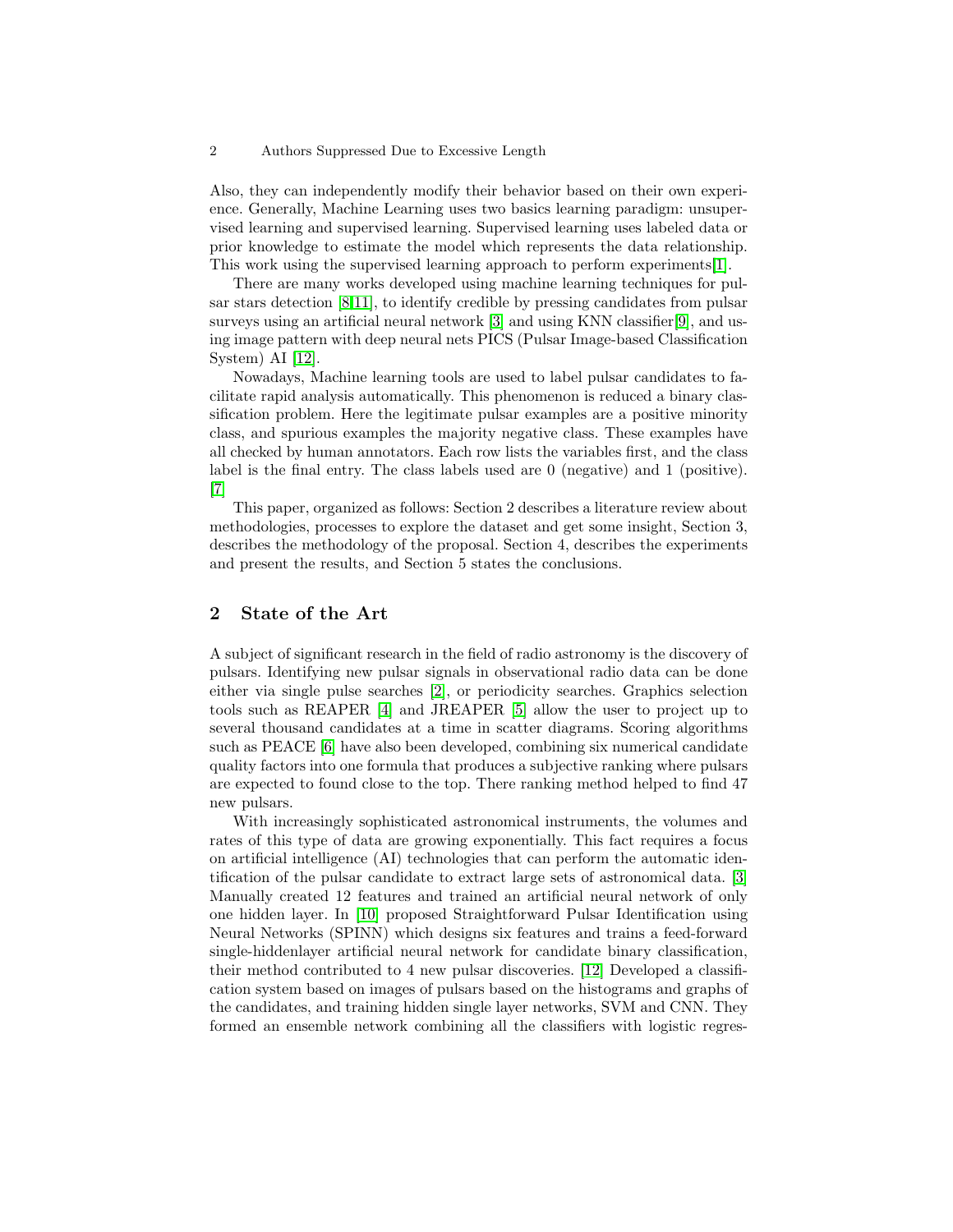Also, they can independently modify their behavior based on their own experience. Generally, Machine Learning uses two basics learning paradigm: unsupervised learning and supervised learning. Supervised learning uses labeled data or prior knowledge to estimate the model which represents the data relationship. This work using the supervised learning approach to perform experiments[1].

There are many works developed using machine learning techniques for pulsar stars detection [8,11], to identify credible by pressing candidates from pulsar surveys using an artificial neural network [3] and using KNN classifier[9], and using image pattern with deep neural nets PICS (Pulsar Image-based Classification System) AI [12].

Nowadays, Machine learning tools are used to label pulsar candidates to facilitate rapid analysis automatically. This phenomenon is reduced a binary classification problem. Here the legitimate pulsar examples are a positive minority class, and spurious examples the majority negative class. These examples have all checked by human annotators. Each row lists the variables first, and the class label is the final entry. The class labels used are 0 (negative) and 1 (positive). [7]

This paper, organized as follows: Section 2 describes a literature review about methodologies, processes to explore the dataset and get some insight, Section 3, describes the methodology of the proposal. Section 4, describes the experiments and present the results, and Section 5 states the conclusions.

## 2 State of the Art

A subject of significant research in the field of radio astronomy is the discovery of pulsars. Identifying new pulsar signals in observational radio data can be done either via single pulse searches [2], or periodicity searches. Graphics selection tools such as REAPER [4] and JREAPER [5] allow the user to project up to several thousand candidates at a time in scatter diagrams. Scoring algorithms such as PEACE [6] have also been developed, combining six numerical candidate quality factors into one formula that produces a subjective ranking where pulsars are expected to found close to the top. There ranking method helped to find 47 new pulsars.

With increasingly sophisticated astronomical instruments, the volumes and rates of this type of data are growing exponentially. This fact requires a focus on artificial intelligence (AI) technologies that can perform the automatic identification of the pulsar candidate to extract large sets of astronomical data. [3] Manually created 12 features and trained an artificial neural network of only one hidden layer. In [10] proposed Straightforward Pulsar Identification using Neural Networks (SPINN) which designs six features and trains a feed-forward single-hiddenlayer artificial neural network for candidate binary classification, their method contributed to 4 new pulsar discoveries. [12] Developed a classification system based on images of pulsars based on the histograms and graphs of the candidates, and training hidden single layer networks, SVM and CNN. They formed an ensemble network combining all the classifiers with logistic regres-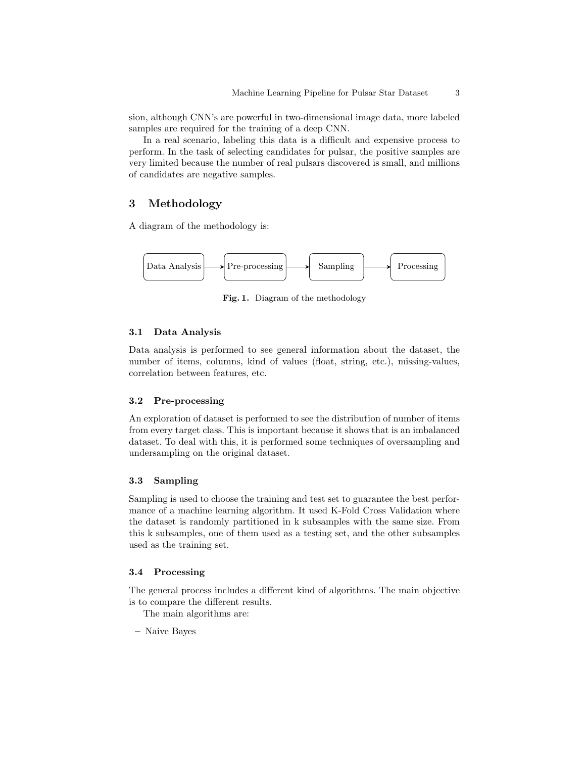sion, although CNN's are powerful in two-dimensional image data, more labeled samples are required for the training of a deep CNN.

In a real scenario, labeling this data is a difficult and expensive process to perform. In the task of selecting candidates for pulsar, the positive samples are very limited because the number of real pulsars discovered is small, and millions of candidates are negative samples.

## 3 Methodology

A diagram of the methodology is:

Data Analysis → Pre-processing → Sampling → Processing

**Fig. 1.** Diagram of the methodology

### 3.1 Data Analysis

Data analysis is performed to see general information about the dataset, the number of items, columns, kind of values (float, string, etc.), missing-values, correlation between features, etc.

### 3.2 Pre-processing

An exploration of dataset is performed to see the distribution of number of items from every target class. This is important because it shows that is an imbalanced dataset. To deal with this, it is performed some techniques of oversampling and undersampling on the original dataset.

### 3.3 Sampling

Sampling is used to choose the training and test set to guarantee the best performance of a machine learning algorithm. It used K-Fold Cross Validation where the dataset is randomly partitioned in k subsamples with the same size. From this k subsamples, one of them used as a testing set, and the other subsamples used as the training set.

### 3.4 Processing

The general process includes a different kind of algorithms. The main objective is to compare the different results.

The main algorithms are:

- Naive Bayes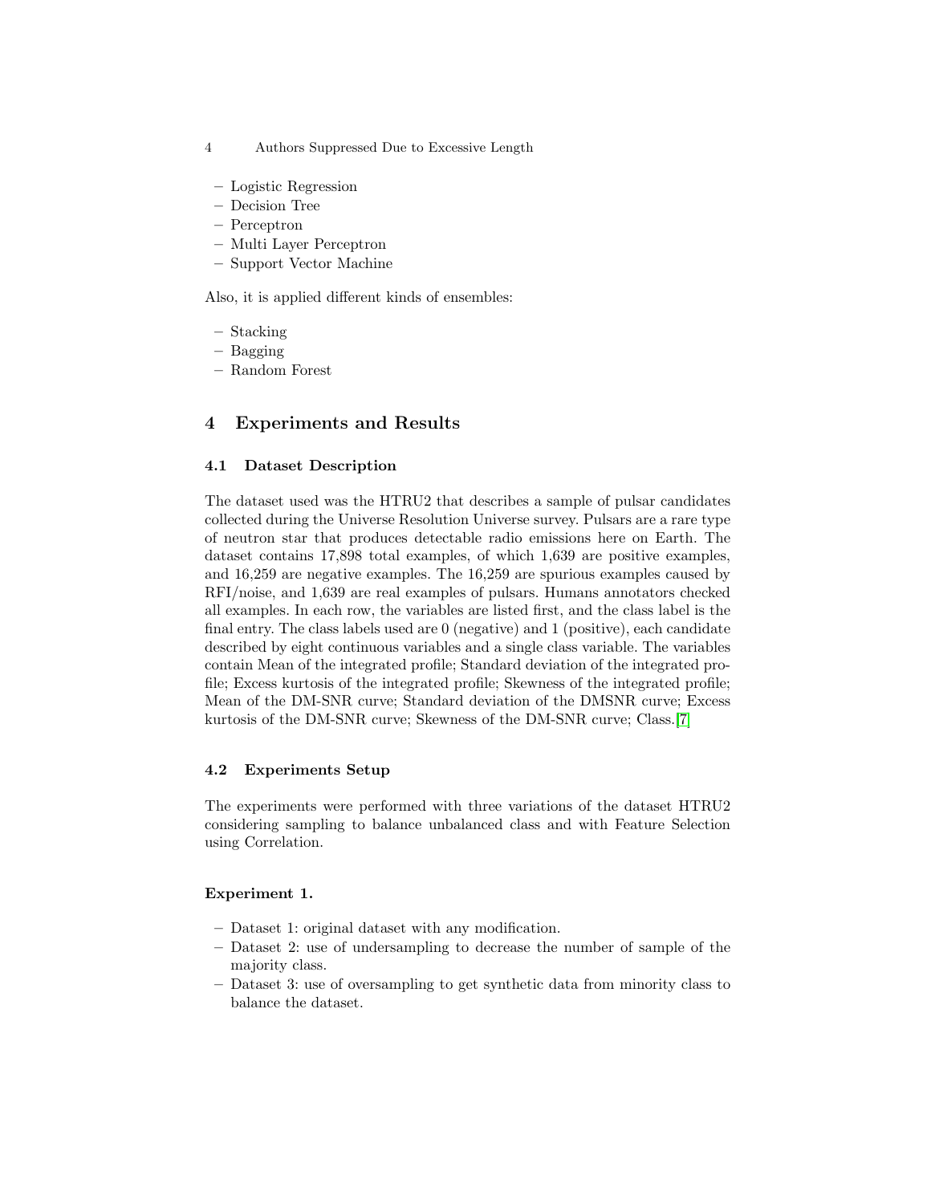- Logistic Regression
- Decision Tree
- Perceptron
- Multi Layer Perceptron
- Support Vector Machine

Also, it is applied different kinds of ensembles:

- Stacking
- Bagging
- Random Forest

## 4 Experiments and Results

### 4.1 Dataset Description

The dataset used was the HTRU2 that describes a sample of pulsar candidates collected during the Universe Resolution Universe survey. Pulsars are a rare type of neutron star that produces detectable radio emissions here on Earth. The dataset contains 17,898 total examples, of which 1,639 are positive examples, and 16,259 are negative examples. The 16,259 are spurious examples caused by RFI/noise, and 1,639 are real examples of pulsars. Humans annotators checked all examples. In each row, the variables are listed first, and the class label is the final entry. The class labels used are 0 (negative) and 1 (positive), each candidate described by eight continuous variables and a single class variable. The variables contain Mean of the integrated profile; Standard deviation of the integrated profile; Excess kurtosis of the integrated profile; Skewness of the integrated profile; Mean of the DM-SNR curve; Standard deviation of the DMSNR curve; Excess kurtosis of the DM-SNR curve; Skewness of the DM-SNR curve; Class.[7]

### 4.2 Experiments Setup

The experiments were performed with three variations of the dataset HTRU2 considering sampling to balance unbalanced class and with Feature Selection using Correlation.

**Experiment 1.**

- Dataset 1: original dataset with any modification.
- Dataset 2: use of undersampling to decrease the number of sample of the majority class.
- Dataset 3: use of oversampling to get synthetic data from minority class to balance the dataset.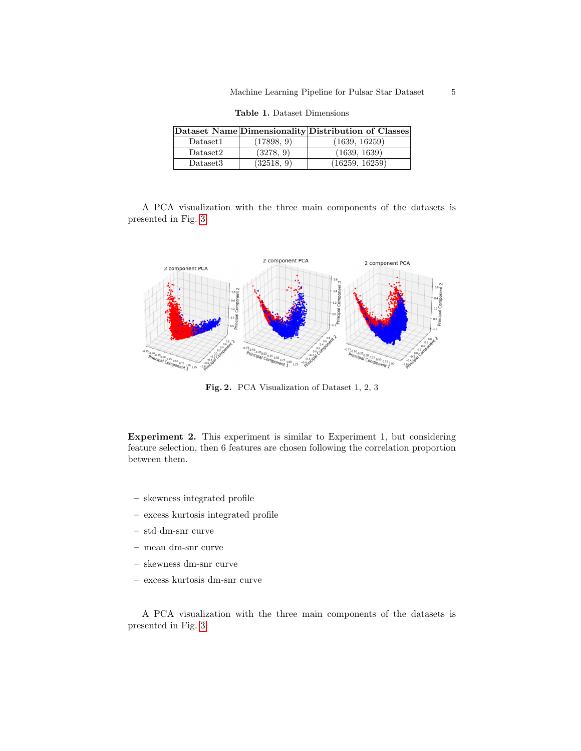**Table 1.** Dataset Dimensions

| Dataset Name | Dimensionality | Distribution of Classes |
|---|---|---|
| Dataset1 | (17898, 9) | (1639, 16259) |
| Dataset2 | (3278, 9) | (1639, 1639) |
| Dataset3 | (32518, 9) | (16259, 16259) |

A PCA visualization with the three main components of the datasets is presented in Fig. 3

**Fig. 2.** PCA Visualization of Dataset 1, 2, 3

**Experiment 2.** This experiment is similar to Experiment 1, but considering feature selection, then 6 features are chosen following the correlation proportion between them.

- skewness integrated profile
- excess kurtosis integrated profile
- std dm-snr curve
- mean dm-snr curve
- skewness dm-snr curve
- excess kurtosis dm-snr curve

A PCA visualization with the three main components of the datasets is presented in Fig. 3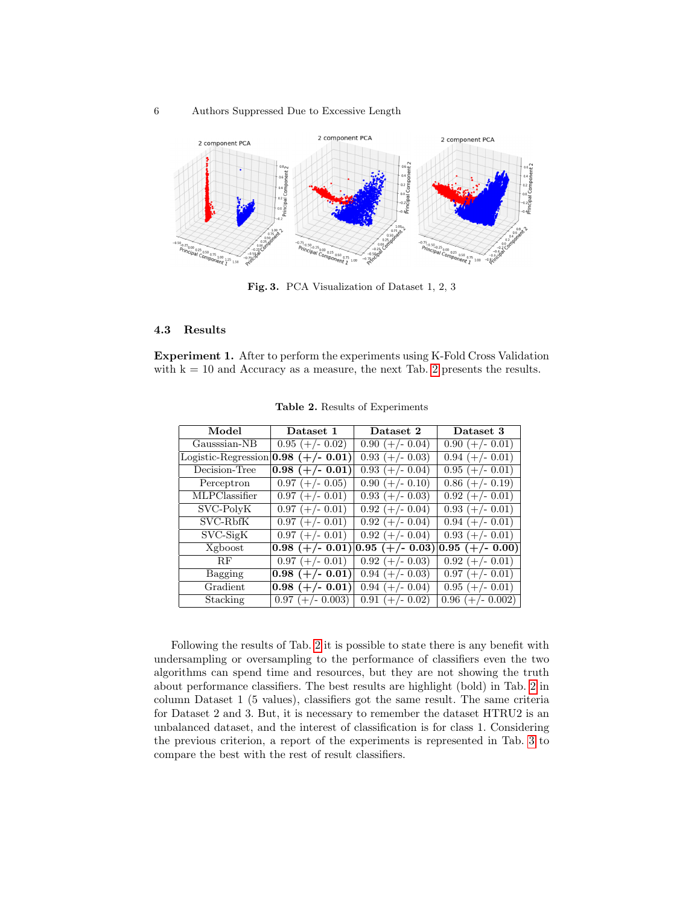Fig. 3. PCA Visualization of Dataset 1, 2, 3

### 4.3 Results

**Experiment 1.** After to perform the experiments using K-Fold Cross Validation with k = 10 and Accuracy as a measure, the next Tab. 2 presents the results.

**Table 2.** Results of Experiments

| Model | Dataset 1 | Dataset 2 | Dataset 3 |
|---|---|---|---|
| Gausssian-NB | 0.95 (+/- 0.02) | 0.90 (+/- 0.04) | 0.90 (+/- 0.01) |
| Logistic-Regression | **0.98 (+/- 0.01)** | 0.93 (+/- 0.03) | 0.94 (+/- 0.01) |
| Decision-Tree | **0.98 (+/- 0.01)** | 0.93 (+/- 0.04) | 0.95 (+/- 0.01) |
| Perceptron | 0.97 (+/- 0.05) | 0.90 (+/- 0.10) | 0.86 (+/- 0.19) |
| MLPClassifier | 0.97 (+/- 0.01) | 0.93 (+/- 0.03) | 0.92 (+/- 0.01) |
| SVC-PolyK | 0.97 (+/- 0.01) | 0.92 (+/- 0.04) | 0.93 (+/- 0.01) |
| SVC-RbfK | 0.97 (+/- 0.01) | 0.92 (+/- 0.04) | 0.94 (+/- 0.01) |
| SVC-SigK | 0.97 (+/- 0.01) | 0.92 (+/- 0.04) | 0.93 (+/- 0.01) |
| Xgboost | **0.98 (+/- 0.01)** | **0.95 (+/- 0.03)** | **0.95 (+/- 0.00)** |
| RF | 0.97 (+/- 0.01) | 0.92 (+/- 0.03) | 0.92 (+/- 0.01) |
| Bagging | **0.98 (+/- 0.01)** | 0.94 (+/- 0.03) | 0.97 (+/- 0.01) |
| Gradient | **0.98 (+/- 0.01)** | 0.94 (+/- 0.04) | 0.95 (+/- 0.01) |
| Stacking | 0.97 (+/- 0.003) | 0.91 (+/- 0.02) | 0.96 (+/- 0.002) |

Following the results of Tab. 2 it is possible to state there is any benefit with undersampling or oversampling to the performance of classifiers even the two algorithms can spend time and resources, but they are not showing the truth about performance classifiers. The best results are highlight (bold) in Tab. 2 in column Dataset 1 (5 values), classifiers got the same result. The same criteria for Dataset 2 and 3. But, it is necessary to remember the dataset HTRU2 is an unbalanced dataset, and the interest of classification is for class 1. Considering the previous criterion, a report of the experiments is represented in Tab. 3 to compare the best with the rest of result classifiers.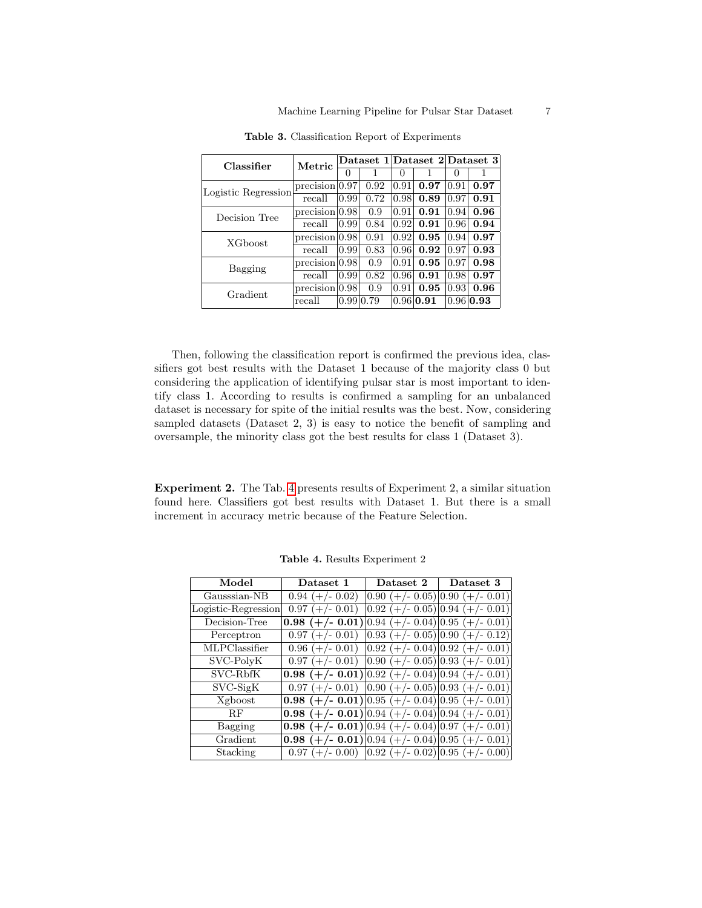**Table 3.** Classification Report of Experiments

| Classifier | Metric | Dataset 1 | | Dataset 2 | | Dataset 3 | |
|---|---|---|---|---|---|---|---|
| | | 0 | 1 | 0 | 1 | 0 | 1 |
| Logistic Regression | precision | 0.97 | 0.92 | 0.91 | **0.97** | 0.91 | **0.97** |
| | recall | 0.99 | 0.72 | 0.98 | **0.89** | 0.97 | **0.91** |
| Decision Tree | precision | 0.98 | 0.9 | 0.91 | **0.91** | 0.94 | **0.96** |
| | recall | 0.99 | 0.84 | 0.92 | **0.91** | 0.96 | **0.94** |
| XGboost | precision | 0.98 | 0.91 | 0.92 | **0.95** | 0.94 | **0.97** |
| | recall | 0.99 | 0.83 | 0.96 | **0.92** | 0.97 | **0.93** |
| Bagging | precision | 0.98 | 0.9 | 0.91 | **0.95** | 0.97 | **0.98** |
| | recall | 0.99 | 0.82 | 0.96 | **0.91** | 0.98 | **0.97** |
| Gradient | precision | 0.98 | 0.9 | 0.91 | **0.95** | 0.93 | **0.96** |
| | recall | 0.99 | 0.79 | 0.96 | **0.91** | 0.96 | **0.93** |

Then, following the classification report is confirmed the previous idea, classifiers got best results with the Dataset 1 because of the majority class 0 but considering the application of identifying pulsar star is most important to identify class 1. According to results is confirmed a sampling for an unbalanced dataset is necessary for spite of the initial results was the best. Now, considering sampled datasets (Dataset 2, 3) is easy to notice the benefit of sampling and oversample, the minority class got the best results for class 1 (Dataset 3).

**Experiment 2.** The Tab. 4 presents results of Experiment 2, a similar situation found here. Classifiers got best results with Dataset 1. But there is a small increment in accuracy metric because of the Feature Selection.

**Table 4.** Results Experiment 2

| Model | Dataset 1 | Dataset 2 | Dataset 3 |
|---|---|---|---|
| Gausssian-NB | 0.94 (+/- 0.02) | 0.90 (+/- 0.05) | 0.90 (+/- 0.01) |
| Logistic-Regression | 0.97 (+/- 0.01) | 0.92 (+/- 0.05) | 0.94 (+/- 0.01) |
| Decision-Tree | **0.98 (+/- 0.01)** | 0.94 (+/- 0.04) | 0.95 (+/- 0.01) |
| Perceptron | 0.97 (+/- 0.01) | 0.93 (+/- 0.05) | 0.90 (+/- 0.12) |
| MLPClassifier | 0.96 (+/- 0.01) | 0.92 (+/- 0.04) | 0.92 (+/- 0.01) |
| SVC-PolyK | 0.97 (+/- 0.01) | 0.90 (+/- 0.05) | 0.93 (+/- 0.01) |
| SVC-RbfK | **0.98 (+/- 0.01)** | 0.92 (+/- 0.04) | 0.94 (+/- 0.01) |
| SVC-SigK | 0.97 (+/- 0.01) | 0.90 (+/- 0.05) | 0.93 (+/- 0.01) |
| Xgboost | **0.98 (+/- 0.01)** | 0.95 (+/- 0.04) | 0.95 (+/- 0.01) |
| RF | **0.98 (+/- 0.01)** | 0.94 (+/- 0.04) | 0.94 (+/- 0.01) |
| Bagging | **0.98 (+/- 0.01)** | 0.94 (+/- 0.04) | 0.97 (+/- 0.01) |
| Gradient | **0.98 (+/- 0.01)** | 0.94 (+/- 0.04) | 0.95 (+/- 0.01) |
| Stacking | 0.97 (+/- 0.00) | 0.92 (+/- 0.02) | 0.95 (+/- 0.00) |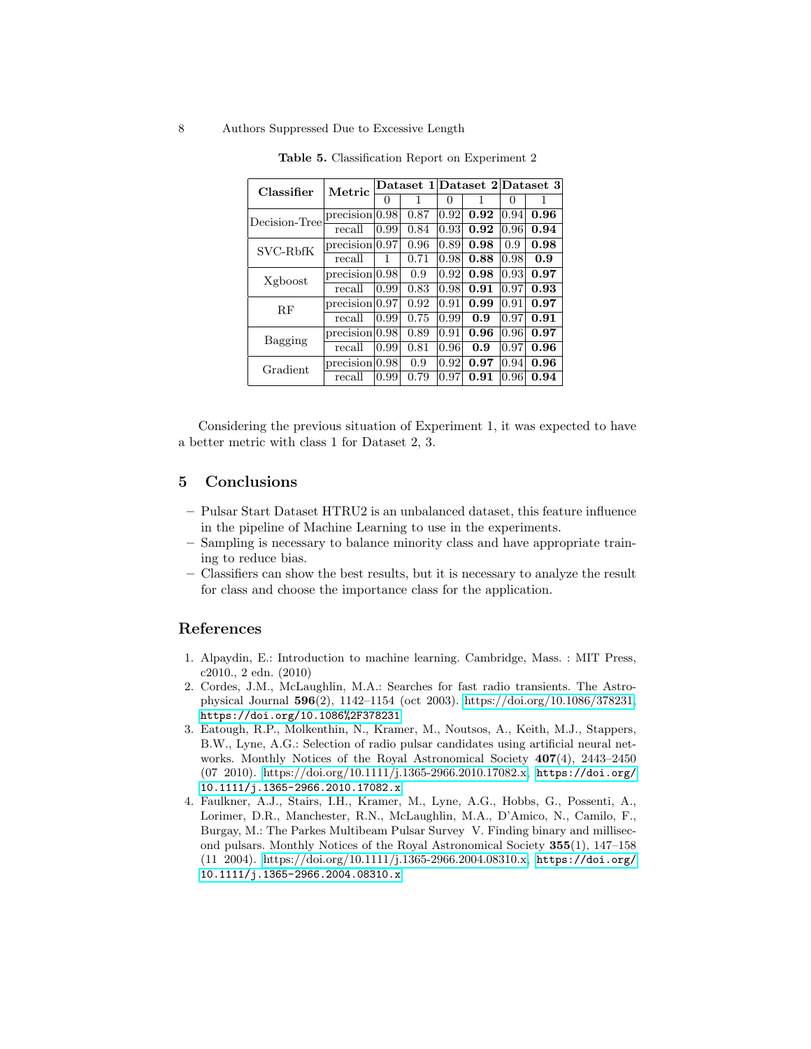**Table 5.** Classification Report on Experiment 2

| Classifier | Metric | Dataset 1 | | Dataset 2 | | Dataset 3 | |
|---|---|---|---|---|---|---|---|
| | | 0 | 1 | 0 | 1 | 0 | 1 |
| Decision-Tree | precision | 0.98 | 0.87 | 0.92 | **0.92** | 0.94 | **0.96** |
| | recall | 0.99 | 0.84 | 0.93 | **0.92** | 0.96 | **0.94** |
| SVC-RbfK | precision | 0.97 | 0.96 | 0.89 | **0.98** | 0.9 | **0.98** |
| | recall | 1 | 0.71 | 0.98 | **0.88** | 0.98 | **0.9** |
| Xgboost | precision | 0.98 | 0.9 | 0.92 | **0.98** | 0.93 | **0.97** |
| | recall | 0.99 | 0.83 | 0.98 | **0.91** | 0.97 | **0.93** |
| RF | precision | 0.97 | 0.92 | 0.91 | **0.99** | 0.91 | **0.97** |
| | recall | 0.99 | 0.75 | 0.99 | **0.9** | 0.97 | **0.91** |
| Bagging | precision | 0.98 | 0.89 | 0.91 | **0.96** | 0.96 | **0.97** |
| | recall | 0.99 | 0.81 | 0.96 | **0.9** | 0.97 | **0.96** |
| Gradient | precision | 0.98 | 0.9 | 0.92 | **0.97** | 0.94 | **0.96** |
| | recall | 0.99 | 0.79 | 0.97 | **0.91** | 0.96 | **0.94** |

Considering the previous situation of Experiment 1, it was expected to have a better metric with class 1 for Dataset 2, 3.

## 5 Conclusions

- Pulsar Start Dataset HTRU2 is an unbalanced dataset, this feature influence in the pipeline of Machine Learning to use in the experiments.
- Sampling is necessary to balance minority class and have appropriate training to reduce bias.
- Classifiers can show the best results, but it is necessary to analyze the result for class and choose the importance class for the application.

## References

1. Alpaydin, E.: Introduction to machine learning. Cambridge, Mass. : MIT Press, c2010., 2 edn. (2010)
2. Cordes, J.M., McLaughlin, M.A.: Searches for fast radio transients. The Astrophysical Journal **596**(2), 1142–1154 (oct 2003). https://doi.org/10.1086/378231, https://doi.org/10.1086%2F378231
3. Eatough, R.P., Molkenthin, N., Kramer, M., Noutsos, A., Keith, M.J., Stappers, B.W., Lyne, A.G.: Selection of radio pulsar candidates using artificial neural networks. Monthly Notices of the Royal Astronomical Society **407**(4), 2443–2450 (07 2010). https://doi.org/10.1111/j.1365-2966.2010.17082.x, https://doi.org/10.1111/j.1365-2966.2010.17082.x
4. Faulkner, A.J., Stairs, I.H., Kramer, M., Lyne, A.G., Hobbs, G., Possenti, A., Lorimer, D.R., Manchester, R.N., McLaughlin, M.A., D'Amico, N., Camilo, F., Burgay, M.: The Parkes Multibeam Pulsar Survey V. Finding binary and millisecond pulsars. Monthly Notices of the Royal Astronomical Society **355**(1), 147–158 (11 2004). https://doi.org/10.1111/j.1365-2966.2004.08310.x, https://doi.org/10.1111/j.1365-2966.2004.08310.x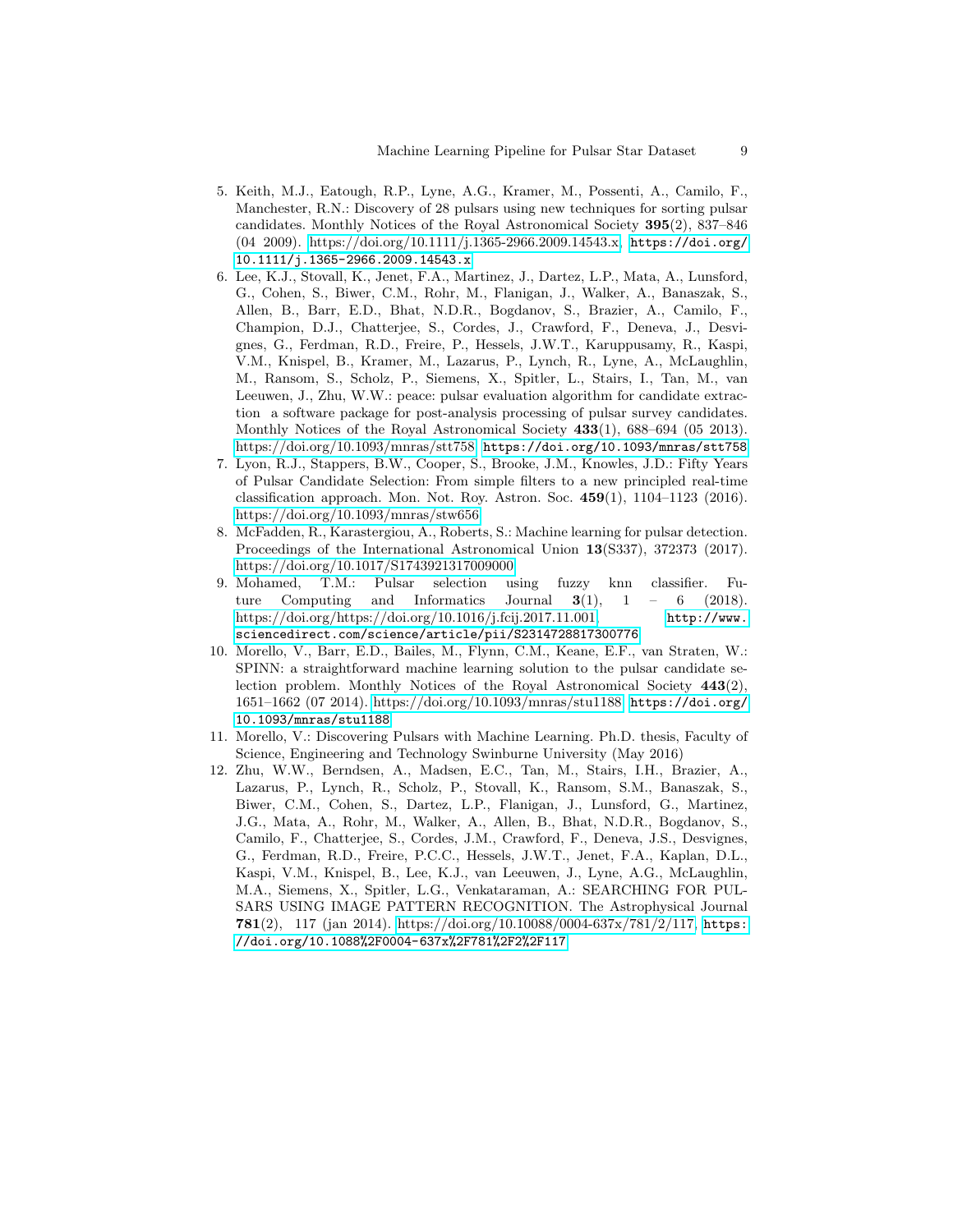5. Keith, M.J., Eatough, R.P., Lyne, A.G., Kramer, M., Possenti, A., Camilo, F., Manchester, R.N.: Discovery of 28 pulsars using new techniques for sorting pulsar candidates. Monthly Notices of the Royal Astronomical Society **395**(2), 837–846 (04 2009). https://doi.org/10.1111/j.1365-2966.2009.14543.x, https://doi.org/10.1111/j.1365-2966.2009.14543.x
6. Lee, K.J., Stovall, K., Jenet, F.A., Martinez, J., Dartez, L.P., Mata, A., Lunsford, G., Cohen, S., Biwer, C.M., Rohr, M., Flanigan, J., Walker, A., Banaszak, S., Allen, B., Barr, E.D., Bhat, N.D.R., Bogdanov, S., Brazier, A., Camilo, F., Champion, D.J., Chatterjee, S., Cordes, J., Crawford, F., Deneva, J., Desvignes, G., Ferdman, R.D., Freire, P., Hessels, J.W.T., Karuppusamy, R., Kaspi, V.M., Knispel, B., Kramer, M., Lazarus, P., Lynch, R., Lyne, A., McLaughlin, M., Ransom, S., Scholz, P., Siemens, X., Spitler, L., Stairs, I., Tan, M., van Leeuwen, J., Zhu, W.W.: peace: pulsar evaluation algorithm for candidate extraction a software package for post-analysis processing of pulsar survey candidates. Monthly Notices of the Royal Astronomical Society **433**(1), 688–694 (05 2013). https://doi.org/10.1093/mnras/stt758, https://doi.org/10.1093/mnras/stt758
7. Lyon, R.J., Stappers, B.W., Cooper, S., Brooke, J.M., Knowles, J.D.: Fifty Years of Pulsar Candidate Selection: From simple filters to a new principled real-time classification approach. Mon. Not. Roy. Astron. Soc. **459**(1), 1104–1123 (2016). https://doi.org/10.1093/mnras/stw656
8. McFadden, R., Karastergiou, A., Roberts, S.: Machine learning for pulsar detection. Proceedings of the International Astronomical Union **13**(S337), 372373 (2017). https://doi.org/10.1017/S1743921317009000
9. Mohamed, T.M.: Pulsar selection using fuzzy knn classifier. Future Computing and Informatics Journal **3**(1), 1 – 6 (2018). https://doi.org/https://doi.org/10.1016/j.fcij.2017.11.001, http://www.sciencedirect.com/science/article/pii/S2314728817300776
10. Morello, V., Barr, E.D., Bailes, M., Flynn, C.M., Keane, E.F., van Straten, W.: SPINN: a straightforward machine learning solution to the pulsar candidate selection problem. Monthly Notices of the Royal Astronomical Society **443**(2), 1651–1662 (07 2014). https://doi.org/10.1093/mnras/stu1188, https://doi.org/10.1093/mnras/stu1188
11. Morello, V.: Discovering Pulsars with Machine Learning. Ph.D. thesis, Faculty of Science, Engineering and Technology Swinburne University (May 2016)
12. Zhu, W.W., Berndsen, A., Madsen, E.C., Tan, M., Stairs, I.H., Brazier, A., Lazarus, P., Lynch, R., Scholz, P., Stovall, K., Ransom, S.M., Banaszak, S., Biwer, C.M., Cohen, S., Dartez, L.P., Flanigan, J., Lunsford, G., Martinez, J.G., Mata, A., Rohr, M., Walker, A., Allen, B., Bhat, N.D.R., Bogdanov, S., Camilo, F., Chatterjee, S., Cordes, J.M., Crawford, F., Deneva, J.S., Desvignes, G., Ferdman, R.D., Freire, P.C.C., Hessels, J.W.T., Jenet, F.A., Kaplan, D.L., Kaspi, V.M., Knispel, B., Lee, K.J., van Leeuwen, J., Lyne, A.G., McLaughlin, M.A., Siemens, X., Spitler, L.G., Venkataraman, A.: SEARCHING FOR PULSARS USING IMAGE PATTERN RECOGNITION. The Astrophysical Journal **781**(2), 117 (jan 2014). https://doi.org/10.10088/0004-637x/781/2/117, https://doi.org/10.1088%2F0004-637x%2F781%2F2%2F117